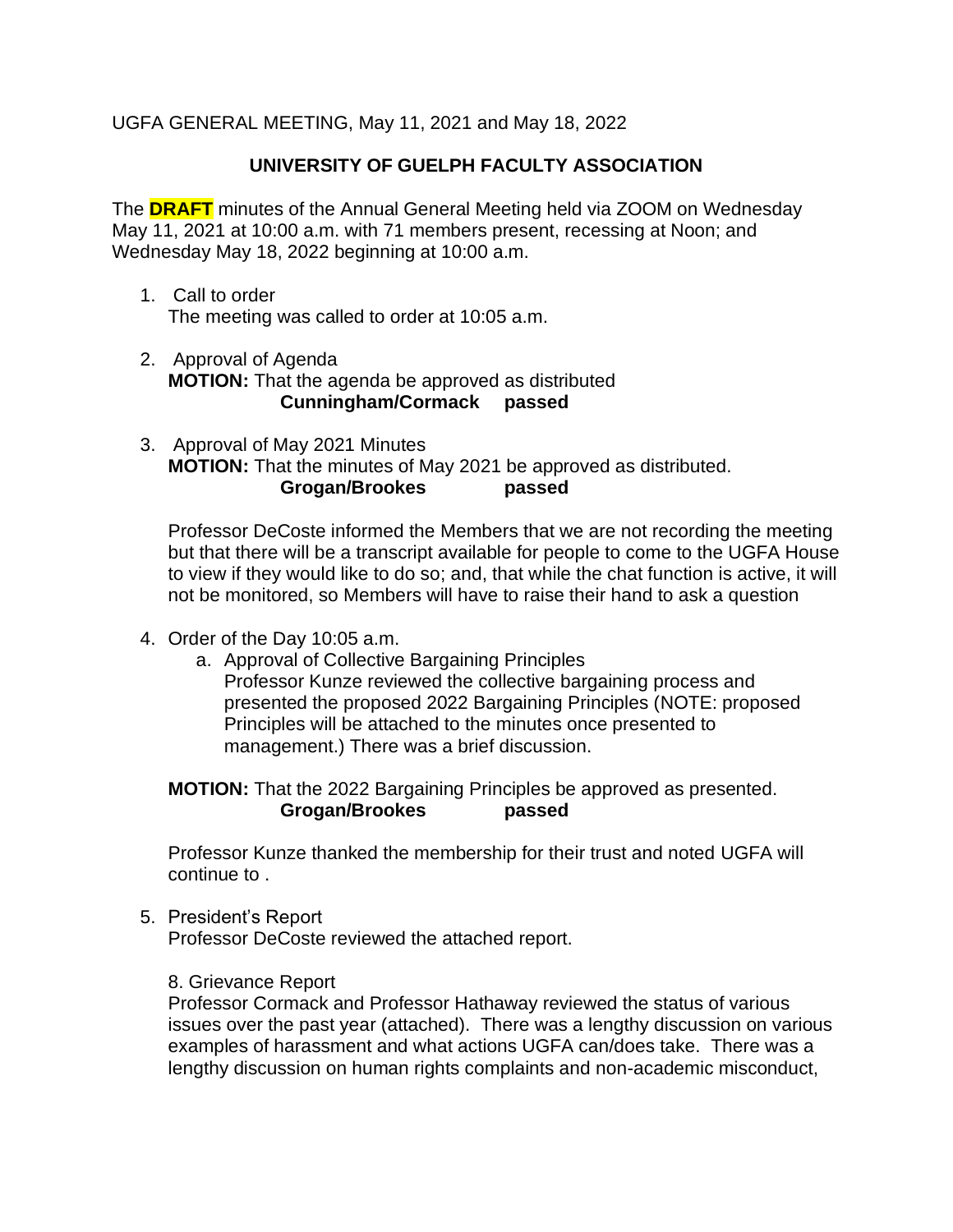UGFA GENERAL MEETING, May 11, 2021 and May 18, 2022

**UNIVERSITY OF GUELPH FACULTY ASSOCIATION**

The **DRAFT** minutes of the Annual General Meeting held via ZOOM on Wednesday May 11, 2021 at 10:00 a.m. with 71 members present, recessing at Noon; and Wednesday May 18, 2022 beginning at 10:00 a.m.

1. Call to order
   The meeting was called to order at 10:05 a.m.

2. Approval of Agenda
   **MOTION:** That the agenda be approved as distributed
   **Cunningham/Cormack passed**

3. Approval of May 2021 Minutes
   **MOTION:** That the minutes of May 2021 be approved as distributed.
   **Grogan/Brookes passed**

   Professor DeCoste informed the Members that we are not recording the meeting but that there will be a transcript available for people to come to the UGFA House to view if they would like to do so; and, that while the chat function is active, it will not be monitored, so Members will have to raise their hand to ask a question

4. Order of the Day 10:05 a.m.
   a. Approval of Collective Bargaining Principles
      Professor Kunze reviewed the collective bargaining process and presented the proposed 2022 Bargaining Principles (NOTE: proposed Principles will be attached to the minutes once presented to management.) There was a brief discussion.

   **MOTION:** That the 2022 Bargaining Principles be approved as presented.
   **Grogan/Brookes passed**

   Professor Kunze thanked the membership for their trust and noted UGFA will continue to .

5. President's Report
   Professor DeCoste reviewed the attached report.

   8. Grievance Report
   Professor Cormack and Professor Hathaway reviewed the status of various issues over the past year (attached). There was a lengthy discussion on various examples of harassment and what actions UGFA can/does take. There was a lengthy discussion on human rights complaints and non-academic misconduct,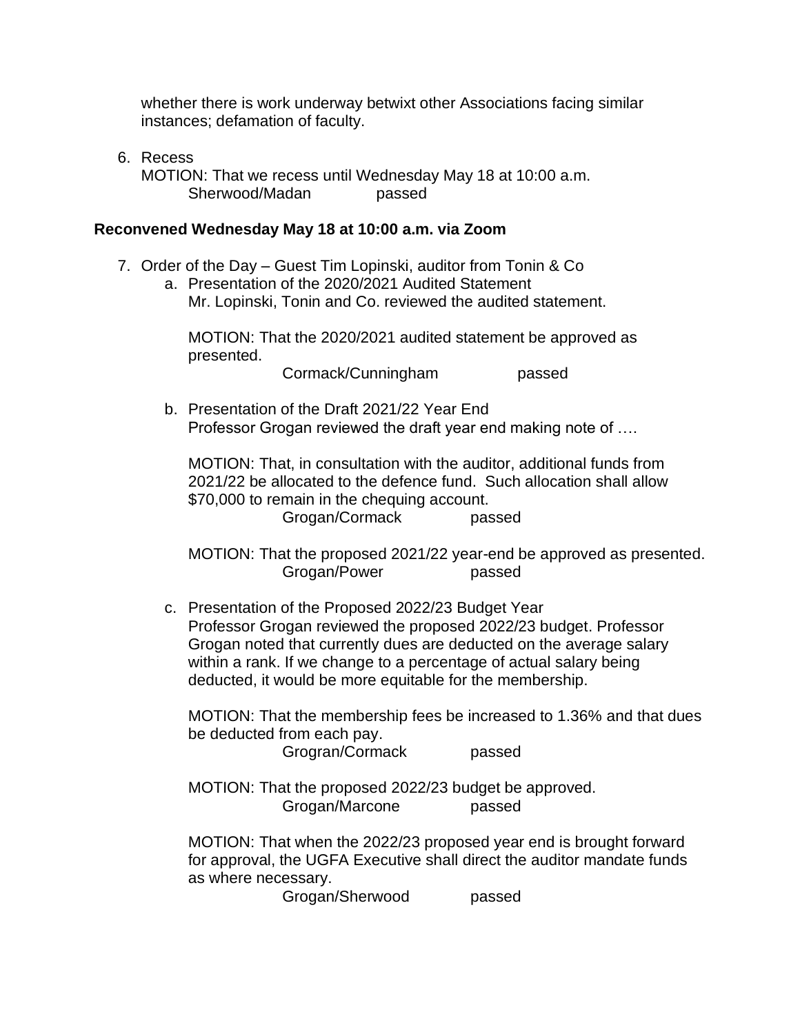whether there is work underway betwixt other Associations facing similar instances; defamation of faculty.

6. Recess
   MOTION: That we recess until Wednesday May 18 at 10:00 a.m.
   Sherwood/Madan passed

**Reconvened Wednesday May 18 at 10:00 a.m. via Zoom**

7. Order of the Day – Guest Tim Lopinski, auditor from Tonin & Co
   a. Presentation of the 2020/2021 Audited Statement
      Mr. Lopinski, Tonin and Co. reviewed the audited statement.

      MOTION: That the 2020/2021 audited statement be approved as presented.
      Cormack/Cunningham passed

   b. Presentation of the Draft 2021/22 Year End
      Professor Grogan reviewed the draft year end making note of ….

      MOTION: That, in consultation with the auditor, additional funds from 2021/22 be allocated to the defence fund. Such allocation shall allow \$70,000 to remain in the chequing account.
      Grogan/Cormack passed

      MOTION: That the proposed 2021/22 year-end be approved as presented.
      Grogan/Power passed

   c. Presentation of the Proposed 2022/23 Budget Year
      Professor Grogan reviewed the proposed 2022/23 budget. Professor Grogan noted that currently dues are deducted on the average salary within a rank. If we change to a percentage of actual salary being deducted, it would be more equitable for the membership.

      MOTION: That the membership fees be increased to 1.36% and that dues be deducted from each pay.
      Grogran/Cormack passed

      MOTION: That the proposed 2022/23 budget be approved.
      Grogan/Marcone passed

      MOTION: That when the 2022/23 proposed year end is brought forward for approval, the UGFA Executive shall direct the auditor mandate funds as where necessary.
      Grogan/Sherwood passed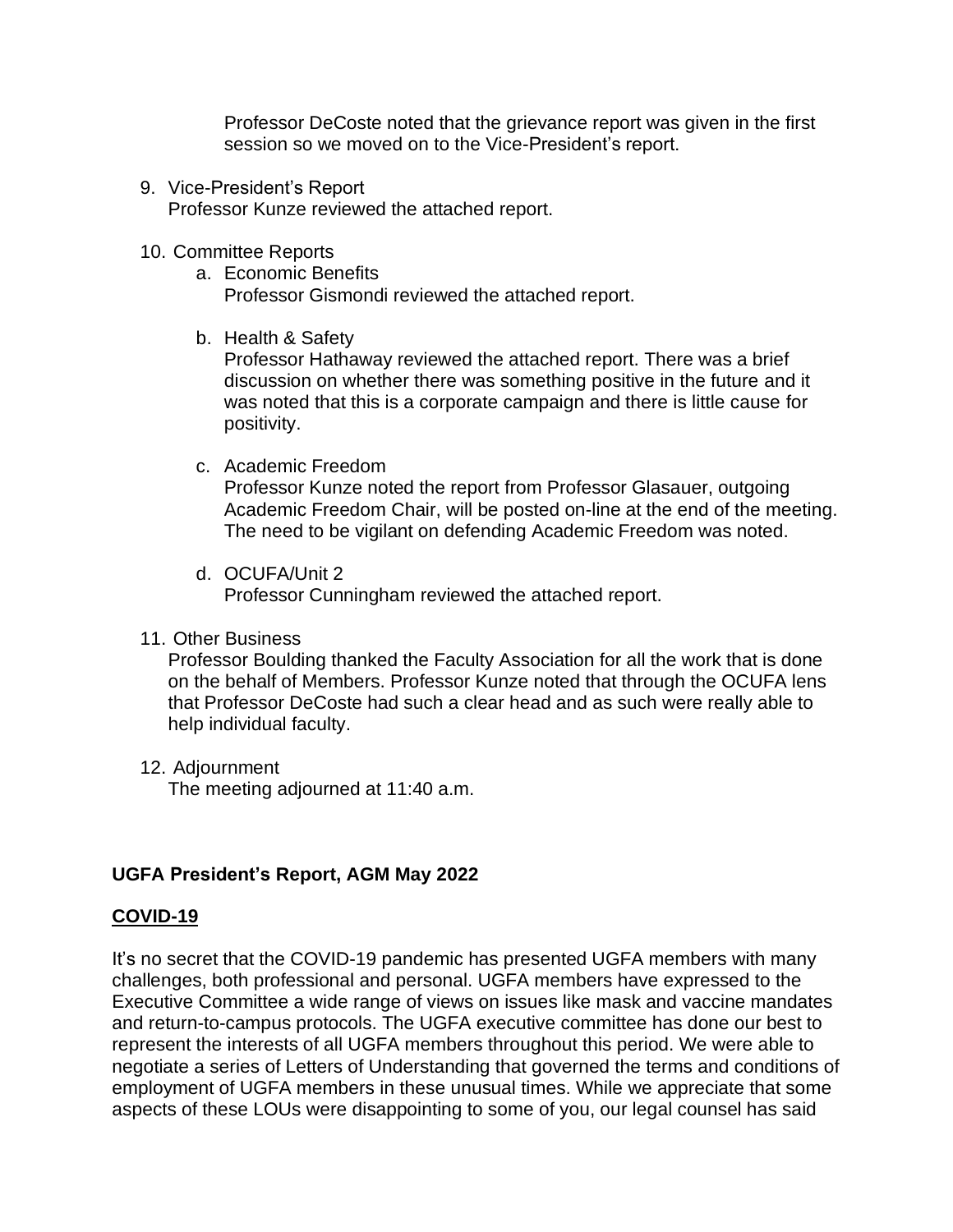Professor DeCoste noted that the grievance report was given in the first session so we moved on to the Vice-President's report.

9. Vice-President's Report
   Professor Kunze reviewed the attached report.

10. Committee Reports
    a. Economic Benefits
       Professor Gismondi reviewed the attached report.

    b. Health & Safety
       Professor Hathaway reviewed the attached report. There was a brief discussion on whether there was something positive in the future and it was noted that this is a corporate campaign and there is little cause for positivity.

    c. Academic Freedom
       Professor Kunze noted the report from Professor Glasauer, outgoing Academic Freedom Chair, will be posted on-line at the end of the meeting. The need to be vigilant on defending Academic Freedom was noted.

    d. OCUFA/Unit 2
       Professor Cunningham reviewed the attached report.

11. Other Business
    Professor Boulding thanked the Faculty Association for all the work that is done on the behalf of Members. Professor Kunze noted that through the OCUFA lens that Professor DeCoste had such a clear head and as such were really able to help individual faculty.

12. Adjournment
    The meeting adjourned at 11:40 a.m.

**UGFA President's Report, AGM May 2022**

**COVID-19**

It's no secret that the COVID-19 pandemic has presented UGFA members with many challenges, both professional and personal. UGFA members have expressed to the Executive Committee a wide range of views on issues like mask and vaccine mandates and return-to-campus protocols. The UGFA executive committee has done our best to represent the interests of all UGFA members throughout this period. We were able to negotiate a series of Letters of Understanding that governed the terms and conditions of employment of UGFA members in these unusual times. While we appreciate that some aspects of these LOUs were disappointing to some of you, our legal counsel has said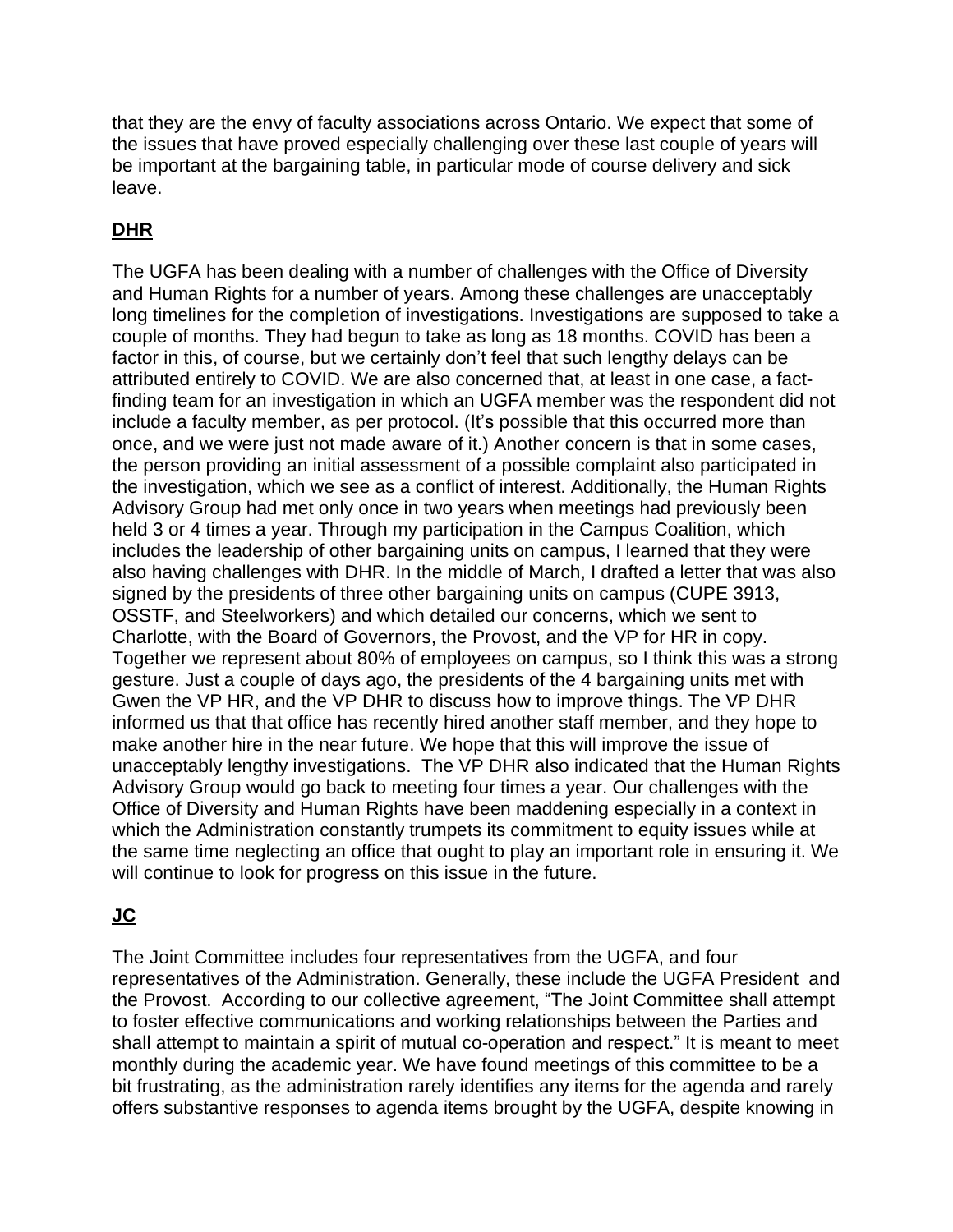that they are the envy of faculty associations across Ontario. We expect that some of the issues that have proved especially challenging over these last couple of years will be important at the bargaining table, in particular mode of course delivery and sick leave.

## **DHR**

The UGFA has been dealing with a number of challenges with the Office of Diversity and Human Rights for a number of years. Among these challenges are unacceptably long timelines for the completion of investigations. Investigations are supposed to take a couple of months. They had begun to take as long as 18 months. COVID has been a factor in this, of course, but we certainly don't feel that such lengthy delays can be attributed entirely to COVID. We are also concerned that, at least in one case, a fact-finding team for an investigation in which an UGFA member was the respondent did not include a faculty member, as per protocol. (It's possible that this occurred more than once, and we were just not made aware of it.) Another concern is that in some cases, the person providing an initial assessment of a possible complaint also participated in the investigation, which we see as a conflict of interest. Additionally, the Human Rights Advisory Group had met only once in two years when meetings had previously been held 3 or 4 times a year. Through my participation in the Campus Coalition, which includes the leadership of other bargaining units on campus, I learned that they were also having challenges with DHR. In the middle of March, I drafted a letter that was also signed by the presidents of three other bargaining units on campus (CUPE 3913, OSSTF, and Steelworkers) and which detailed our concerns, which we sent to Charlotte, with the Board of Governors, the Provost, and the VP for HR in copy. Together we represent about 80% of employees on campus, so I think this was a strong gesture. Just a couple of days ago, the presidents of the 4 bargaining units met with Gwen the VP HR, and the VP DHR to discuss how to improve things. The VP DHR informed us that that office has recently hired another staff member, and they hope to make another hire in the near future. We hope that this will improve the issue of unacceptably lengthy investigations. The VP DHR also indicated that the Human Rights Advisory Group would go back to meeting four times a year. Our challenges with the Office of Diversity and Human Rights have been maddening especially in a context in which the Administration constantly trumpets its commitment to equity issues while at the same time neglecting an office that ought to play an important role in ensuring it. We will continue to look for progress on this issue in the future.

## **JC**

The Joint Committee includes four representatives from the UGFA, and four representatives of the Administration. Generally, these include the UGFA President and the Provost. According to our collective agreement, "The Joint Committee shall attempt to foster effective communications and working relationships between the Parties and shall attempt to maintain a spirit of mutual co-operation and respect." It is meant to meet monthly during the academic year. We have found meetings of this committee to be a bit frustrating, as the administration rarely identifies any items for the agenda and rarely offers substantive responses to agenda items brought by the UGFA, despite knowing in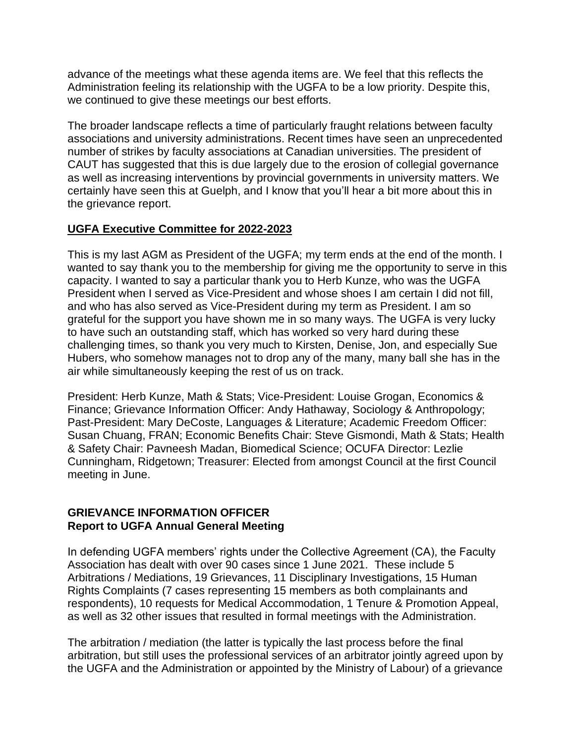advance of the meetings what these agenda items are. We feel that this reflects the Administration feeling its relationship with the UGFA to be a low priority. Despite this, we continued to give these meetings our best efforts.

The broader landscape reflects a time of particularly fraught relations between faculty associations and university administrations. Recent times have seen an unprecedented number of strikes by faculty associations at Canadian universities. The president of CAUT has suggested that this is due largely due to the erosion of collegial governance as well as increasing interventions by provincial governments in university matters. We certainly have seen this at Guelph, and I know that you'll hear a bit more about this in the grievance report.

**UGFA Executive Committee for 2022-2023**

This is my last AGM as President of the UGFA; my term ends at the end of the month. I wanted to say thank you to the membership for giving me the opportunity to serve in this capacity. I wanted to say a particular thank you to Herb Kunze, who was the UGFA President when I served as Vice-President and whose shoes I am certain I did not fill, and who has also served as Vice-President during my term as President. I am so grateful for the support you have shown me in so many ways. The UGFA is very lucky to have such an outstanding staff, which has worked so very hard during these challenging times, so thank you very much to Kirsten, Denise, Jon, and especially Sue Hubers, who somehow manages not to drop any of the many, many ball she has in the air while simultaneously keeping the rest of us on track.

President: Herb Kunze, Math & Stats; Vice-President: Louise Grogan, Economics & Finance; Grievance Information Officer: Andy Hathaway, Sociology & Anthropology; Past-President: Mary DeCoste, Languages & Literature; Academic Freedom Officer: Susan Chuang, FRAN; Economic Benefits Chair: Steve Gismondi, Math & Stats; Health & Safety Chair: Pavneesh Madan, Biomedical Science; OCUFA Director: Lezlie Cunningham, Ridgetown; Treasurer: Elected from amongst Council at the first Council meeting in June.

## GRIEVANCE INFORMATION OFFICER
**Report to UGFA Annual General Meeting**

In defending UGFA members' rights under the Collective Agreement (CA), the Faculty Association has dealt with over 90 cases since 1 June 2021. These include 5 Arbitrations / Mediations, 19 Grievances, 11 Disciplinary Investigations, 15 Human Rights Complaints (7 cases representing 15 members as both complainants and respondents), 10 requests for Medical Accommodation, 1 Tenure & Promotion Appeal, as well as 32 other issues that resulted in formal meetings with the Administration.

The arbitration / mediation (the latter is typically the last process before the final arbitration, but still uses the professional services of an arbitrator jointly agreed upon by the UGFA and the Administration or appointed by the Ministry of Labour) of a grievance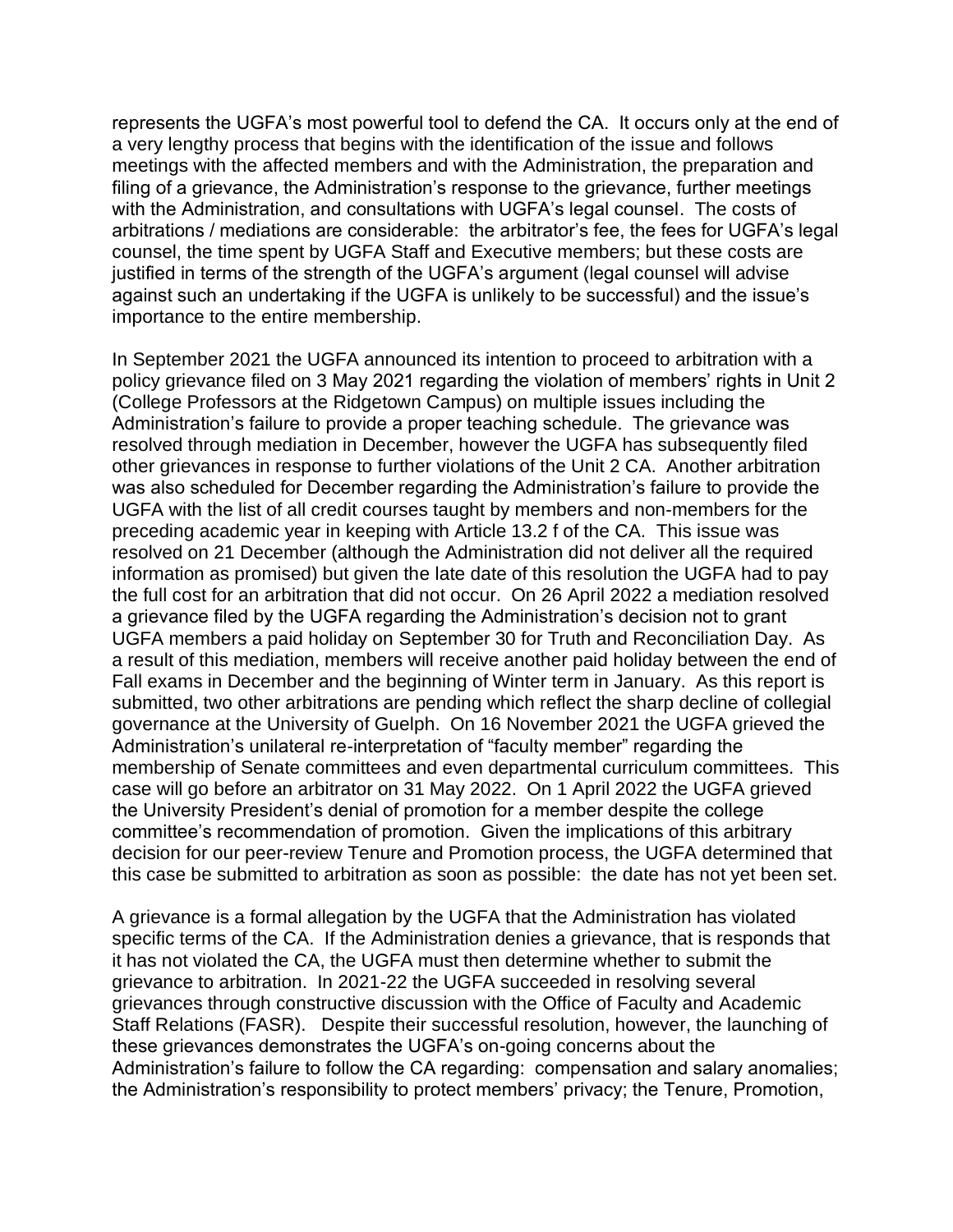represents the UGFA's most powerful tool to defend the CA. It occurs only at the end of a very lengthy process that begins with the identification of the issue and follows meetings with the affected members and with the Administration, the preparation and filing of a grievance, the Administration's response to the grievance, further meetings with the Administration, and consultations with UGFA's legal counsel. The costs of arbitrations / mediations are considerable: the arbitrator's fee, the fees for UGFA's legal counsel, the time spent by UGFA Staff and Executive members; but these costs are justified in terms of the strength of the UGFA's argument (legal counsel will advise against such an undertaking if the UGFA is unlikely to be successful) and the issue's importance to the entire membership.

In September 2021 the UGFA announced its intention to proceed to arbitration with a policy grievance filed on 3 May 2021 regarding the violation of members' rights in Unit 2 (College Professors at the Ridgetown Campus) on multiple issues including the Administration's failure to provide a proper teaching schedule. The grievance was resolved through mediation in December, however the UGFA has subsequently filed other grievances in response to further violations of the Unit 2 CA. Another arbitration was also scheduled for December regarding the Administration's failure to provide the UGFA with the list of all credit courses taught by members and non-members for the preceding academic year in keeping with Article 13.2 f of the CA. This issue was resolved on 21 December (although the Administration did not deliver all the required information as promised) but given the late date of this resolution the UGFA had to pay the full cost for an arbitration that did not occur. On 26 April 2022 a mediation resolved a grievance filed by the UGFA regarding the Administration's decision not to grant UGFA members a paid holiday on September 30 for Truth and Reconciliation Day. As a result of this mediation, members will receive another paid holiday between the end of Fall exams in December and the beginning of Winter term in January. As this report is submitted, two other arbitrations are pending which reflect the sharp decline of collegial governance at the University of Guelph. On 16 November 2021 the UGFA grieved the Administration's unilateral re-interpretation of "faculty member" regarding the membership of Senate committees and even departmental curriculum committees. This case will go before an arbitrator on 31 May 2022. On 1 April 2022 the UGFA grieved the University President's denial of promotion for a member despite the college committee's recommendation of promotion. Given the implications of this arbitrary decision for our peer-review Tenure and Promotion process, the UGFA determined that this case be submitted to arbitration as soon as possible: the date has not yet been set.

A grievance is a formal allegation by the UGFA that the Administration has violated specific terms of the CA. If the Administration denies a grievance, that is responds that it has not violated the CA, the UGFA must then determine whether to submit the grievance to arbitration. In 2021-22 the UGFA succeeded in resolving several grievances through constructive discussion with the Office of Faculty and Academic Staff Relations (FASR). Despite their successful resolution, however, the launching of these grievances demonstrates the UGFA's on-going concerns about the Administration's failure to follow the CA regarding: compensation and salary anomalies; the Administration's responsibility to protect members' privacy; the Tenure, Promotion,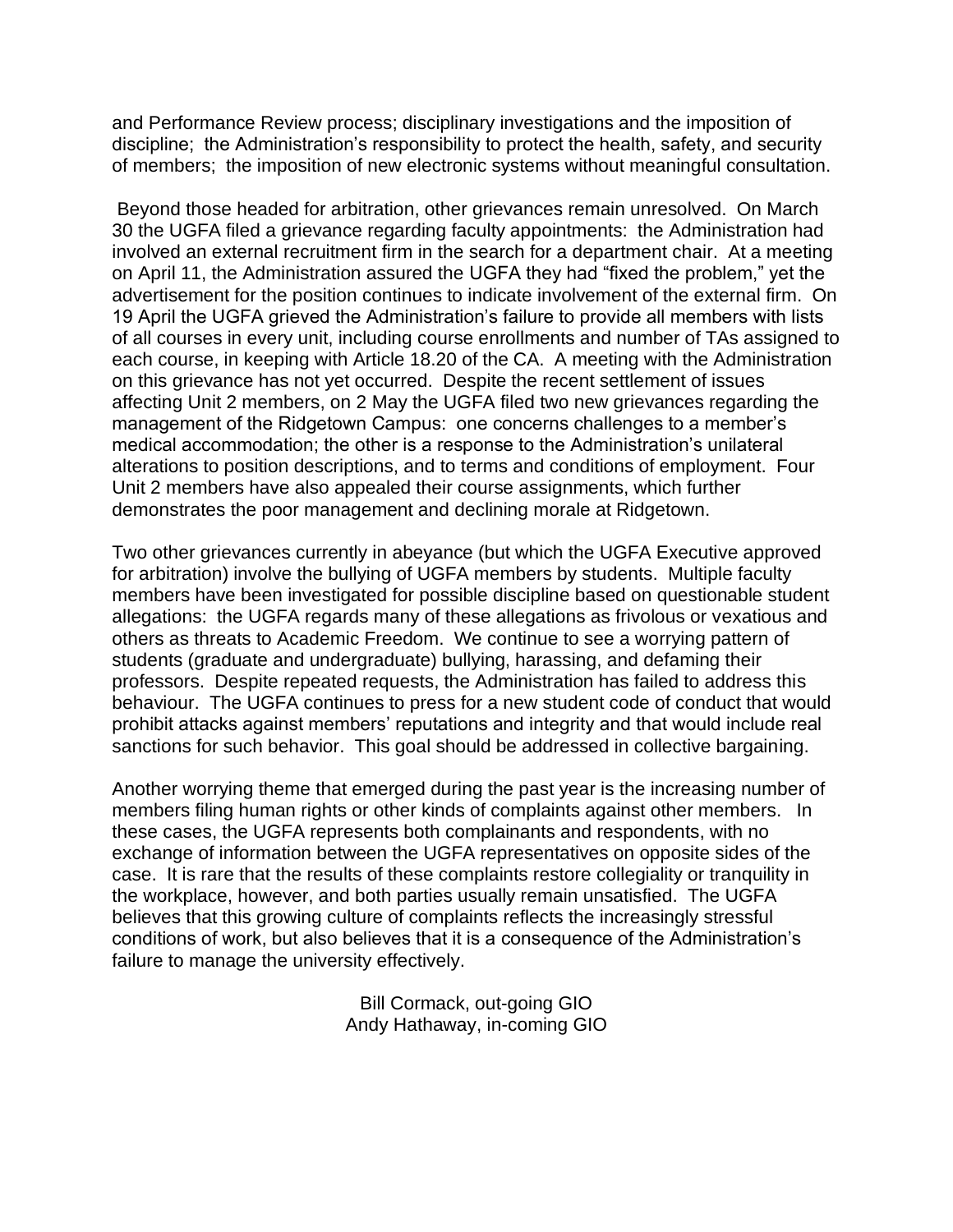and Performance Review process; disciplinary investigations and the imposition of discipline; the Administration's responsibility to protect the health, safety, and security of members; the imposition of new electronic systems without meaningful consultation.

Beyond those headed for arbitration, other grievances remain unresolved. On March 30 the UGFA filed a grievance regarding faculty appointments: the Administration had involved an external recruitment firm in the search for a department chair. At a meeting on April 11, the Administration assured the UGFA they had "fixed the problem," yet the advertisement for the position continues to indicate involvement of the external firm. On 19 April the UGFA grieved the Administration's failure to provide all members with lists of all courses in every unit, including course enrollments and number of TAs assigned to each course, in keeping with Article 18.20 of the CA. A meeting with the Administration on this grievance has not yet occurred. Despite the recent settlement of issues affecting Unit 2 members, on 2 May the UGFA filed two new grievances regarding the management of the Ridgetown Campus: one concerns challenges to a member's medical accommodation; the other is a response to the Administration's unilateral alterations to position descriptions, and to terms and conditions of employment. Four Unit 2 members have also appealed their course assignments, which further demonstrates the poor management and declining morale at Ridgetown.

Two other grievances currently in abeyance (but which the UGFA Executive approved for arbitration) involve the bullying of UGFA members by students. Multiple faculty members have been investigated for possible discipline based on questionable student allegations: the UGFA regards many of these allegations as frivolous or vexatious and others as threats to Academic Freedom. We continue to see a worrying pattern of students (graduate and undergraduate) bullying, harassing, and defaming their professors. Despite repeated requests, the Administration has failed to address this behaviour. The UGFA continues to press for a new student code of conduct that would prohibit attacks against members' reputations and integrity and that would include real sanctions for such behavior. This goal should be addressed in collective bargaining.

Another worrying theme that emerged during the past year is the increasing number of members filing human rights or other kinds of complaints against other members. In these cases, the UGFA represents both complainants and respondents, with no exchange of information between the UGFA representatives on opposite sides of the case. It is rare that the results of these complaints restore collegiality or tranquility in the workplace, however, and both parties usually remain unsatisfied. The UGFA believes that this growing culture of complaints reflects the increasingly stressful conditions of work, but also believes that it is a consequence of the Administration's failure to manage the university effectively.

Bill Cormack, out-going GIO
Andy Hathaway, in-coming GIO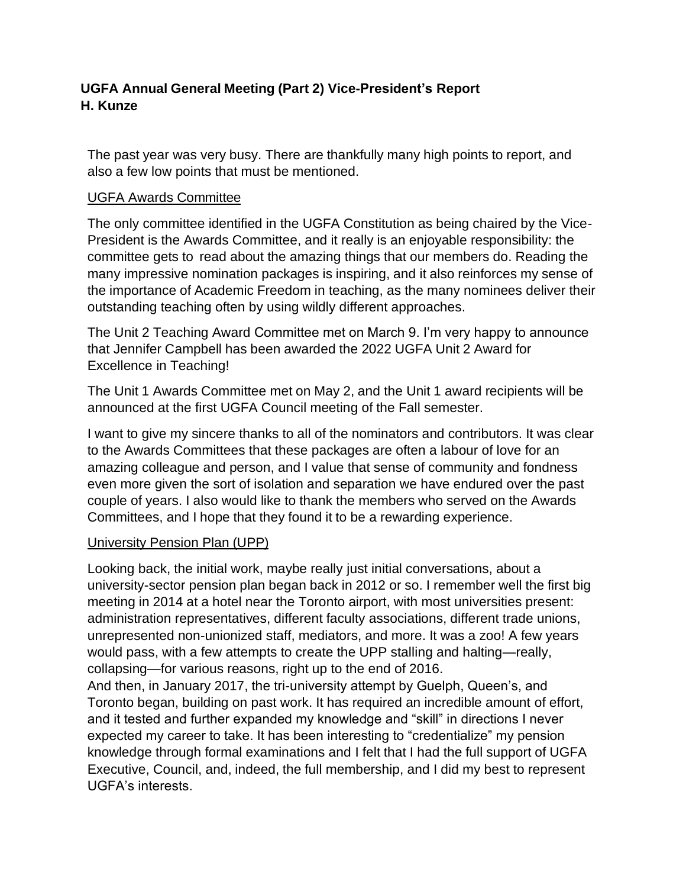**UGFA Annual General Meeting (Part 2) Vice-President's Report**
**H. Kunze**

The past year was very busy. There are thankfully many high points to report, and also a few low points that must be mentioned.

UGFA Awards Committee

The only committee identified in the UGFA Constitution as being chaired by the Vice-President is the Awards Committee, and it really is an enjoyable responsibility: the committee gets to read about the amazing things that our members do. Reading the many impressive nomination packages is inspiring, and it also reinforces my sense of the importance of Academic Freedom in teaching, as the many nominees deliver their outstanding teaching often by using wildly different approaches.

The Unit 2 Teaching Award Committee met on March 9. I'm very happy to announce that Jennifer Campbell has been awarded the 2022 UGFA Unit 2 Award for Excellence in Teaching!

The Unit 1 Awards Committee met on May 2, and the Unit 1 award recipients will be announced at the first UGFA Council meeting of the Fall semester.

I want to give my sincere thanks to all of the nominators and contributors. It was clear to the Awards Committees that these packages are often a labour of love for an amazing colleague and person, and I value that sense of community and fondness even more given the sort of isolation and separation we have endured over the past couple of years. I also would like to thank the members who served on the Awards Committees, and I hope that they found it to be a rewarding experience.

University Pension Plan (UPP)

Looking back, the initial work, maybe really just initial conversations, about a university-sector pension plan began back in 2012 or so. I remember well the first big meeting in 2014 at a hotel near the Toronto airport, with most universities present: administration representatives, different faculty associations, different trade unions, unrepresented non-unionized staff, mediators, and more. It was a zoo! A few years would pass, with a few attempts to create the UPP stalling and halting—really, collapsing—for various reasons, right up to the end of 2016.

And then, in January 2017, the tri-university attempt by Guelph, Queen's, and Toronto began, building on past work. It has required an incredible amount of effort, and it tested and further expanded my knowledge and "skill" in directions I never expected my career to take. It has been interesting to "credentialize" my pension knowledge through formal examinations and I felt that I had the full support of UGFA Executive, Council, and, indeed, the full membership, and I did my best to represent UGFA's interests.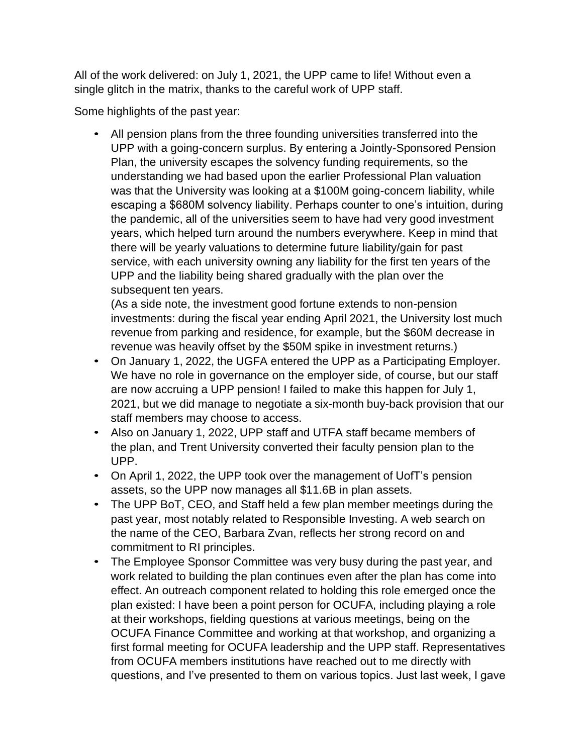All of the work delivered: on July 1, 2021, the UPP came to life! Without even a single glitch in the matrix, thanks to the careful work of UPP staff.

Some highlights of the past year:

- All pension plans from the three founding universities transferred into the UPP with a going-concern surplus. By entering a Jointly-Sponsored Pension Plan, the university escapes the solvency funding requirements, so the understanding we had based upon the earlier Professional Plan valuation was that the University was looking at a $100M going-concern liability, while escaping a $680M solvency liability. Perhaps counter to one's intuition, during the pandemic, all of the universities seem to have had very good investment years, which helped turn around the numbers everywhere. Keep in mind that there will be yearly valuations to determine future liability/gain for past service, with each university owning any liability for the first ten years of the UPP and the liability being shared gradually with the plan over the subsequent ten years.
  (As a side note, the investment good fortune extends to non-pension investments: during the fiscal year ending April 2021, the University lost much revenue from parking and residence, for example, but the $60M decrease in revenue was heavily offset by the $50M spike in investment returns.)
- On January 1, 2022, the UGFA entered the UPP as a Participating Employer. We have no role in governance on the employer side, of course, but our staff are now accruing a UPP pension! I failed to make this happen for July 1, 2021, but we did manage to negotiate a six-month buy-back provision that our staff members may choose to access.
- Also on January 1, 2022, UPP staff and UTFA staff became members of the plan, and Trent University converted their faculty pension plan to the UPP.
- On April 1, 2022, the UPP took over the management of UofT's pension assets, so the UPP now manages all $11.6B in plan assets.
- The UPP BoT, CEO, and Staff held a few plan member meetings during the past year, most notably related to Responsible Investing. A web search on the name of the CEO, Barbara Zvan, reflects her strong record on and commitment to RI principles.
- The Employee Sponsor Committee was very busy during the past year, and work related to building the plan continues even after the plan has come into effect. An outreach component related to holding this role emerged once the plan existed: I have been a point person for OCUFA, including playing a role at their workshops, fielding questions at various meetings, being on the OCUFA Finance Committee and working at that workshop, and organizing a first formal meeting for OCUFA leadership and the UPP staff. Representatives from OCUFA members institutions have reached out to me directly with questions, and I've presented to them on various topics. Just last week, I gave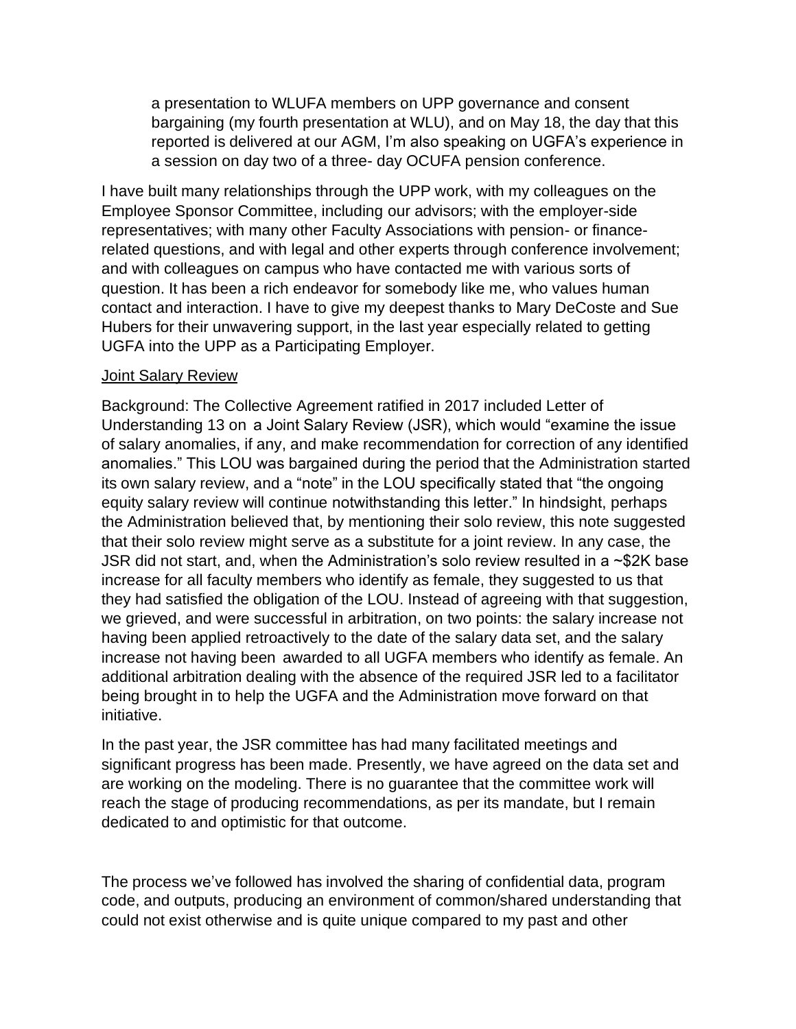a presentation to WLUFA members on UPP governance and consent bargaining (my fourth presentation at WLU), and on May 18, the day that this reported is delivered at our AGM, I'm also speaking on UGFA's experience in a session on day two of a three- day OCUFA pension conference.

I have built many relationships through the UPP work, with my colleagues on the Employee Sponsor Committee, including our advisors; with the employer-side representatives; with many other Faculty Associations with pension- or finance-related questions, and with legal and other experts through conference involvement; and with colleagues on campus who have contacted me with various sorts of question. It has been a rich endeavor for somebody like me, who values human contact and interaction. I have to give my deepest thanks to Mary DeCoste and Sue Hubers for their unwavering support, in the last year especially related to getting UGFA into the UPP as a Participating Employer.

<u>Joint Salary Review</u>

Background: The Collective Agreement ratified in 2017 included Letter of Understanding 13 on a Joint Salary Review (JSR), which would "examine the issue of salary anomalies, if any, and make recommendation for correction of any identified anomalies." This LOU was bargained during the period that the Administration started its own salary review, and a "note" in the LOU specifically stated that "the ongoing equity salary review will continue notwithstanding this letter." In hindsight, perhaps the Administration believed that, by mentioning their solo review, this note suggested that their solo review might serve as a substitute for a joint review. In any case, the JSR did not start, and, when the Administration's solo review resulted in a ~$2K base increase for all faculty members who identify as female, they suggested to us that they had satisfied the obligation of the LOU. Instead of agreeing with that suggestion, we grieved, and were successful in arbitration, on two points: the salary increase not having been applied retroactively to the date of the salary data set, and the salary increase not having been awarded to all UGFA members who identify as female. An additional arbitration dealing with the absence of the required JSR led to a facilitator being brought in to help the UGFA and the Administration move forward on that initiative.

In the past year, the JSR committee has had many facilitated meetings and significant progress has been made. Presently, we have agreed on the data set and are working on the modeling. There is no guarantee that the committee work will reach the stage of producing recommendations, as per its mandate, but I remain dedicated to and optimistic for that outcome.

The process we've followed has involved the sharing of confidential data, program code, and outputs, producing an environment of common/shared understanding that could not exist otherwise and is quite unique compared to my past and other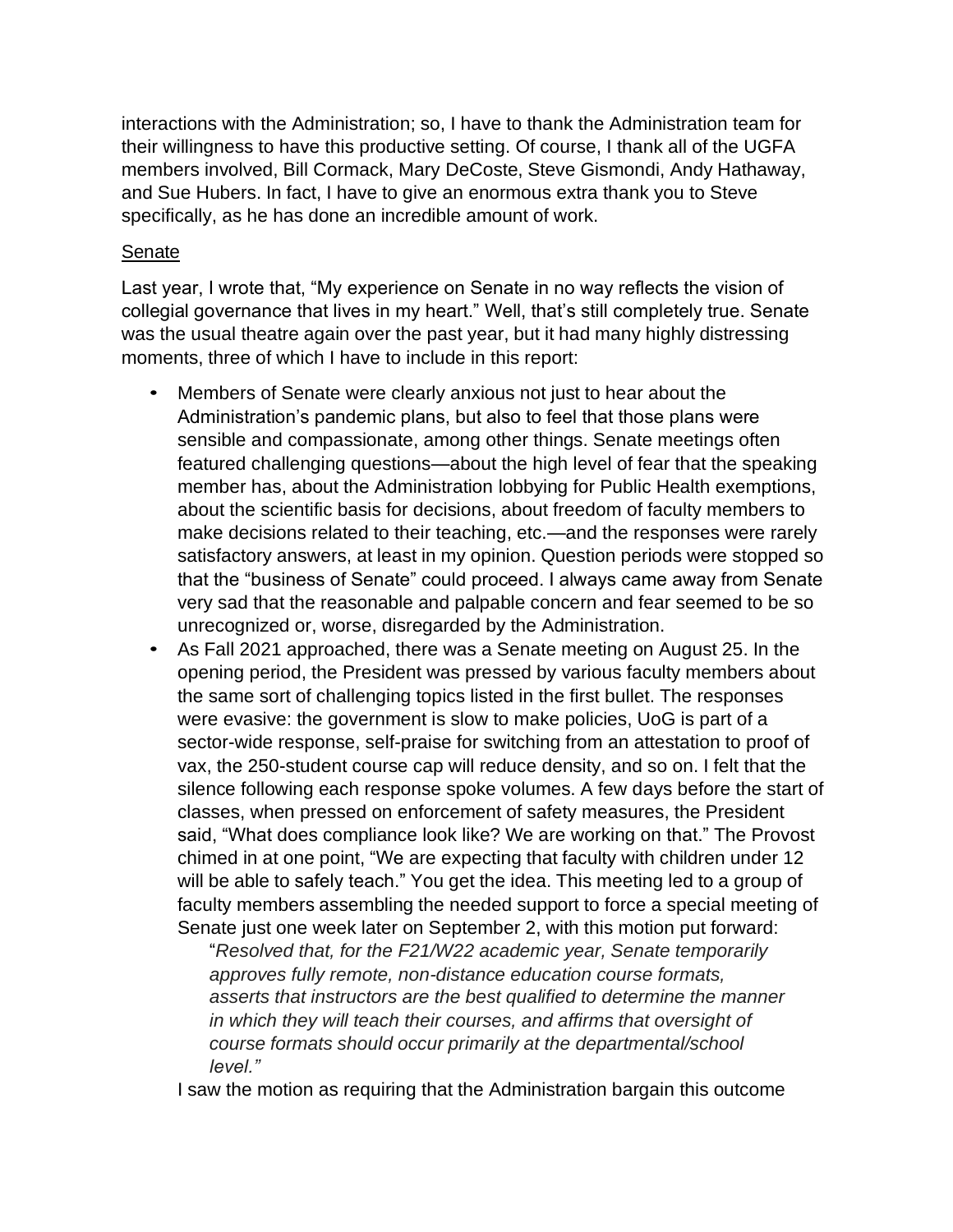interactions with the Administration; so, I have to thank the Administration team for their willingness to have this productive setting. Of course, I thank all of the UGFA members involved, Bill Cormack, Mary DeCoste, Steve Gismondi, Andy Hathaway, and Sue Hubers. In fact, I have to give an enormous extra thank you to Steve specifically, as he has done an incredible amount of work.

## Senate

Last year, I wrote that, "My experience on Senate in no way reflects the vision of collegial governance that lives in my heart." Well, that's still completely true. Senate was the usual theatre again over the past year, but it had many highly distressing moments, three of which I have to include in this report:

- Members of Senate were clearly anxious not just to hear about the Administration's pandemic plans, but also to feel that those plans were sensible and compassionate, among other things. Senate meetings often featured challenging questions—about the high level of fear that the speaking member has, about the Administration lobbying for Public Health exemptions, about the scientific basis for decisions, about freedom of faculty members to make decisions related to their teaching, etc.—and the responses were rarely satisfactory answers, at least in my opinion. Question periods were stopped so that the "business of Senate" could proceed. I always came away from Senate very sad that the reasonable and palpable concern and fear seemed to be so unrecognized or, worse, disregarded by the Administration.
- As Fall 2021 approached, there was a Senate meeting on August 25. In the opening period, the President was pressed by various faculty members about the same sort of challenging topics listed in the first bullet. The responses were evasive: the government is slow to make policies, UoG is part of a sector-wide response, self-praise for switching from an attestation to proof of vax, the 250-student course cap will reduce density, and so on. I felt that the silence following each response spoke volumes. A few days before the start of classes, when pressed on enforcement of safety measures, the President said, "What does compliance look like? We are working on that." The Provost chimed in at one point, "We are expecting that faculty with children under 12 will be able to safely teach." You get the idea. This meeting led to a group of faculty members assembling the needed support to force a special meeting of Senate just one week later on September 2, with this motion put forward:

  "*Resolved that, for the F21/W22 academic year, Senate temporarily approves fully remote, non-distance education course formats, asserts that instructors are the best qualified to determine the manner in which they will teach their courses, and affirms that oversight of course formats should occur primarily at the departmental/school level.*"

  I saw the motion as requiring that the Administration bargain this outcome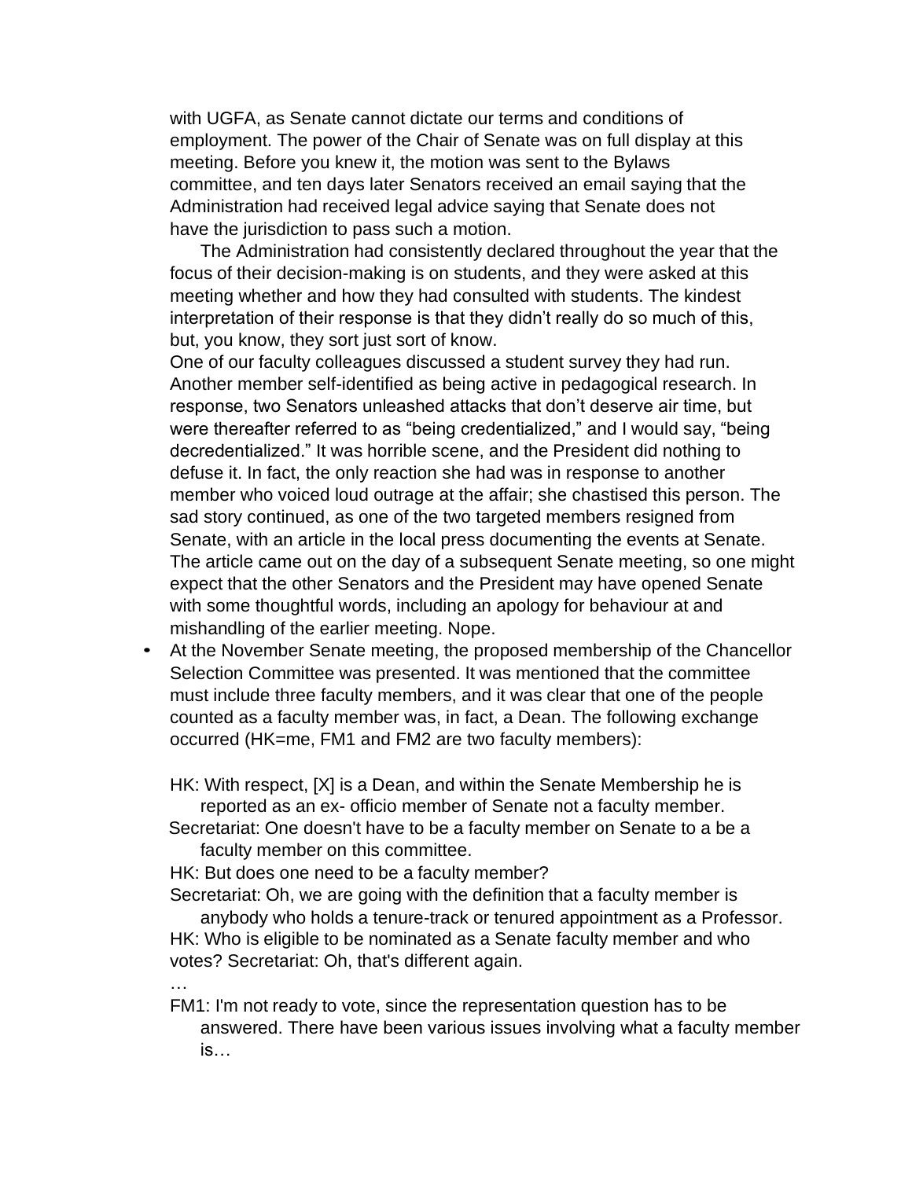with UGFA, as Senate cannot dictate our terms and conditions of employment. The power of the Chair of Senate was on full display at this meeting. Before you knew it, the motion was sent to the Bylaws committee, and ten days later Senators received an email saying that the Administration had received legal advice saying that Senate does not have the jurisdiction to pass such a motion.

The Administration had consistently declared throughout the year that the focus of their decision-making is on students, and they were asked at this meeting whether and how they had consulted with students. The kindest interpretation of their response is that they didn't really do so much of this, but, you know, they sort just sort of know.

One of our faculty colleagues discussed a student survey they had run. Another member self-identified as being active in pedagogical research. In response, two Senators unleashed attacks that don't deserve air time, but were thereafter referred to as "being credentialized," and I would say, "being decredentialized." It was horrible scene, and the President did nothing to defuse it. In fact, the only reaction she had was in response to another member who voiced loud outrage at the affair; she chastised this person. The sad story continued, as one of the two targeted members resigned from Senate, with an article in the local press documenting the events at Senate. The article came out on the day of a subsequent Senate meeting, so one might expect that the other Senators and the President may have opened Senate with some thoughtful words, including an apology for behaviour at and mishandling of the earlier meeting. Nope.

- At the November Senate meeting, the proposed membership of the Chancellor Selection Committee was presented. It was mentioned that the committee must include three faculty members, and it was clear that one of the people counted as a faculty member was, in fact, a Dean. The following exchange occurred (HK=me, FM1 and FM2 are two faculty members):

  HK: With respect, [X] is a Dean, and within the Senate Membership he is reported as an ex- officio member of Senate not a faculty member.

  Secretariat: One doesn't have to be a faculty member on Senate to a be a faculty member on this committee.

  HK: But does one need to be a faculty member?

  Secretariat: Oh, we are going with the definition that a faculty member is anybody who holds a tenure-track or tenured appointment as a Professor.

  HK: Who is eligible to be nominated as a Senate faculty member and who votes? Secretariat: Oh, that's different again.

  …

  FM1: I'm not ready to vote, since the representation question has to be answered. There have been various issues involving what a faculty member is…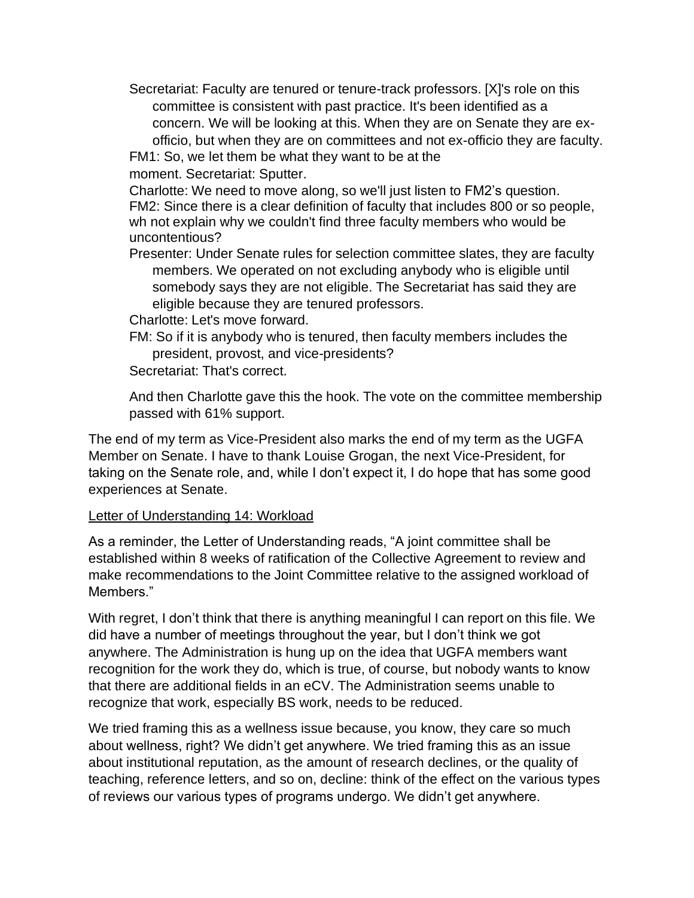Secretariat: Faculty are tenured or tenure-track professors. [X]'s role on this committee is consistent with past practice. It's been identified as a concern. We will be looking at this. When they are on Senate they are ex-officio, but when they are on committees and not ex-officio they are faculty.

FM1: So, we let them be what they want to be at the moment. Secretariat: Sputter.

Charlotte: We need to move along, so we'll just listen to FM2's question.

FM2: Since there is a clear definition of faculty that includes 800 or so people, wh not explain why we couldn't find three faculty members who would be uncontentious?

Presenter: Under Senate rules for selection committee slates, they are faculty members. We operated on not excluding anybody who is eligible until somebody says they are not eligible. The Secretariat has said they are eligible because they are tenured professors.

Charlotte: Let's move forward.

FM: So if it is anybody who is tenured, then faculty members includes the president, provost, and vice-presidents?

Secretariat: That's correct.

And then Charlotte gave this the hook. The vote on the committee membership passed with 61% support.

The end of my term as Vice-President also marks the end of my term as the UGFA Member on Senate. I have to thank Louise Grogan, the next Vice-President, for taking on the Senate role, and, while I don't expect it, I do hope that has some good experiences at Senate.

Letter of Understanding 14: Workload

As a reminder, the Letter of Understanding reads, "A joint committee shall be established within 8 weeks of ratification of the Collective Agreement to review and make recommendations to the Joint Committee relative to the assigned workload of Members."

With regret, I don't think that there is anything meaningful I can report on this file. We did have a number of meetings throughout the year, but I don't think we got anywhere. The Administration is hung up on the idea that UGFA members want recognition for the work they do, which is true, of course, but nobody wants to know that there are additional fields in an eCV. The Administration seems unable to recognize that work, especially BS work, needs to be reduced.

We tried framing this as a wellness issue because, you know, they care so much about wellness, right? We didn't get anywhere. We tried framing this as an issue about institutional reputation, as the amount of research declines, or the quality of teaching, reference letters, and so on, decline: think of the effect on the various types of reviews our various types of programs undergo. We didn't get anywhere.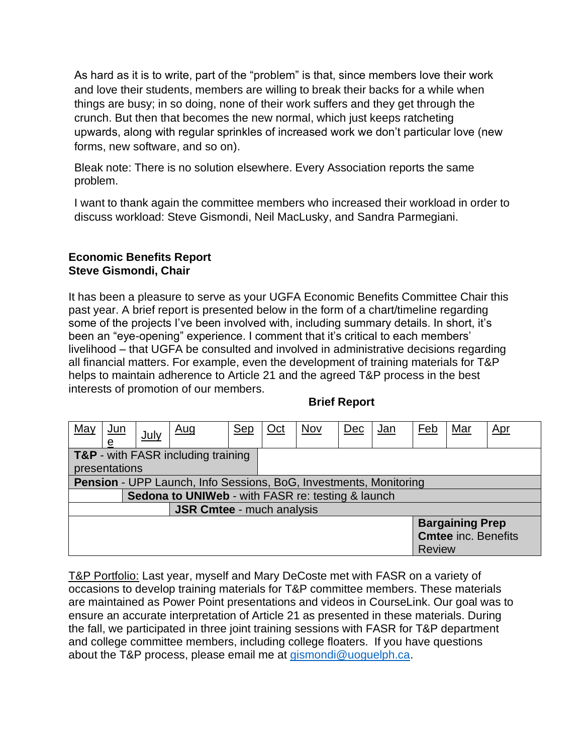As hard as it is to write, part of the "problem" is that, since members love their work and love their students, members are willing to break their backs for a while when things are busy; in so doing, none of their work suffers and they get through the crunch. But then that becomes the new normal, which just keeps ratcheting upwards, along with regular sprinkles of increased work we don't particular love (new forms, new software, and so on).

Bleak note: There is no solution elsewhere. Every Association reports the same problem.

I want to thank again the committee members who increased their workload in order to discuss workload: Steve Gismondi, Neil MacLusky, and Sandra Parmegiani.

## Economic Benefits Report
## Steve Gismondi, Chair

It has been a pleasure to serve as your UGFA Economic Benefits Committee Chair this past year. A brief report is presented below in the form of a chart/timeline regarding some of the projects I've been involved with, including summary details. In short, it's been an "eye-opening" experience. I comment that it's critical to each members' livelihood – that UGFA be consulted and involved in administrative decisions regarding all financial matters. For example, even the development of training materials for T&P helps to maintain adherence to Article 21 and the agreed T&P process in the best interests of promotion of our members.

**Brief Report**

| May | June | July | Aug | Sep | Oct | Nov | Dec | Jan | Feb | Mar | Apr |
|---|---|---|---|---|---|---|---|---|---|---|---|
| **T&P** - with FASR including training presentations | | | | | | | | | | | |
| **Pension** - UPP Launch, Info Sessions, BoG, Investments, Monitoring | | | | | | | | | | | |
| | **Sedona to UNIWeb** - with FASR re: testing & launch | | | | | | | | | | |
| | | | **JSR Cmtee** - much analysis | | | | | | | | |
| | | | | | | | | | **Bargaining Prep Cmtee** inc. Benefits Review | | |

T&P Portfolio: Last year, myself and Mary DeCoste met with FASR on a variety of occasions to develop training materials for T&P committee members. These materials are maintained as Power Point presentations and videos in CourseLink. Our goal was to ensure an accurate interpretation of Article 21 as presented in these materials. During the fall, we participated in three joint training sessions with FASR for T&P department and college committee members, including college floaters. If you have questions about the T&P process, please email me at gismondi@uoguelph.ca.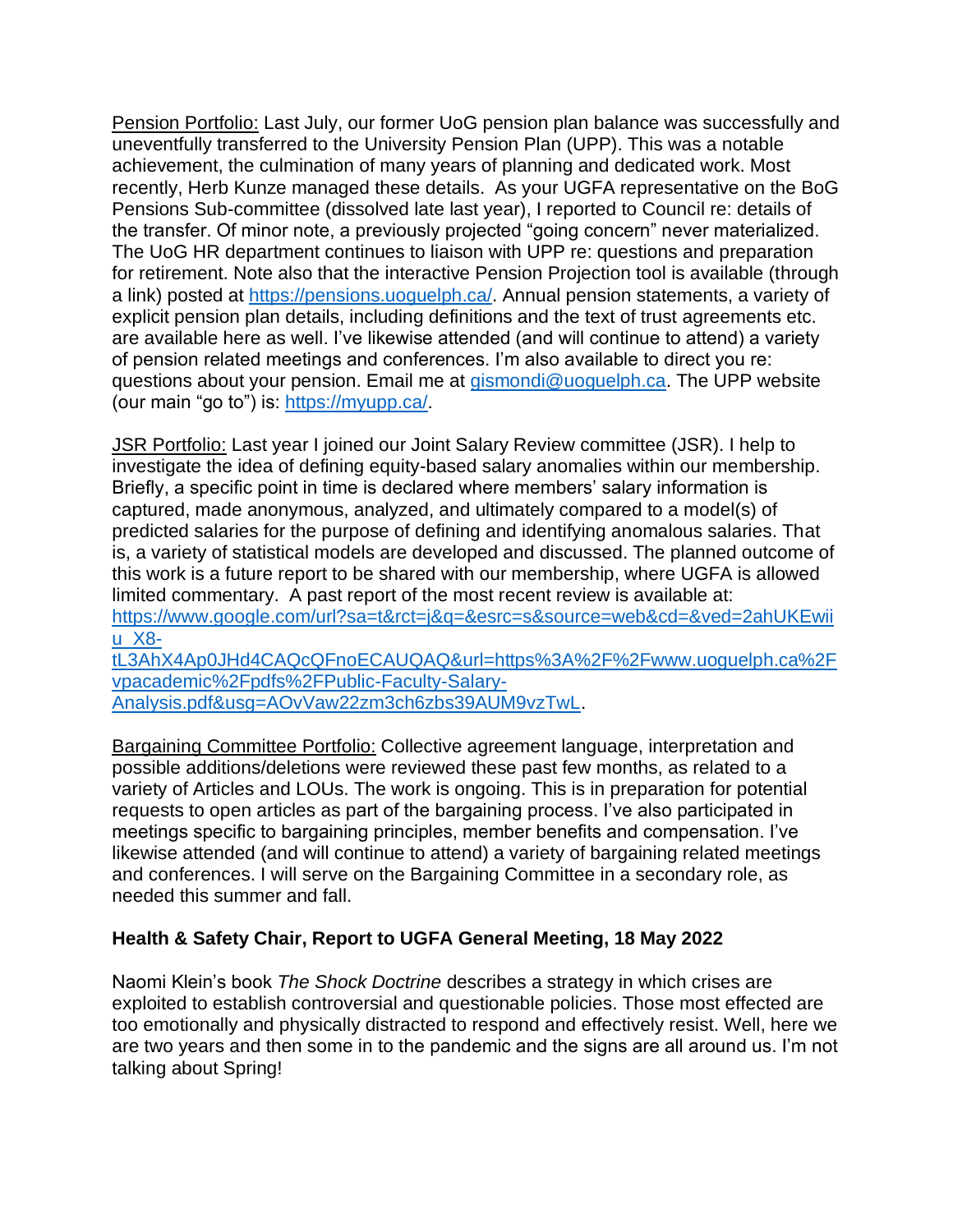Pension Portfolio: Last July, our former UoG pension plan balance was successfully and uneventfully transferred to the University Pension Plan (UPP). This was a notable achievement, the culmination of many years of planning and dedicated work. Most recently, Herb Kunze managed these details. As your UGFA representative on the BoG Pensions Sub-committee (dissolved late last year), I reported to Council re: details of the transfer. Of minor note, a previously projected "going concern" never materialized. The UoG HR department continues to liaison with UPP re: questions and preparation for retirement. Note also that the interactive Pension Projection tool is available (through a link) posted at https://pensions.uoguelph.ca/. Annual pension statements, a variety of explicit pension plan details, including definitions and the text of trust agreements etc. are available here as well. I've likewise attended (and will continue to attend) a variety of pension related meetings and conferences. I'm also available to direct you re: questions about your pension. Email me at gismondi@uoguelph.ca. The UPP website (our main "go to") is: https://myupp.ca/.

JSR Portfolio: Last year I joined our Joint Salary Review committee (JSR). I help to investigate the idea of defining equity-based salary anomalies within our membership. Briefly, a specific point in time is declared where members' salary information is captured, made anonymous, analyzed, and ultimately compared to a model(s) of predicted salaries for the purpose of defining and identifying anomalous salaries. That is, a variety of statistical models are developed and discussed. The planned outcome of this work is a future report to be shared with our membership, where UGFA is allowed limited commentary. A past report of the most recent review is available at: https://www.google.com/url?sa=t&rct=j&q=&esrc=s&source=web&cd=&ved=2ahUKEwiiu_X8-tL3AhX4Ap0JHd4CAQcQFnoECAUQAQ&url=https%3A%2F%2Fwww.uoguelph.ca%2Fvpacademic%2Fpdfs%2FPublic-Faculty-Salary-Analysis.pdf&usg=AOvVaw22zm3ch6zbs39AUM9vzTwL.

Bargaining Committee Portfolio: Collective agreement language, interpretation and possible additions/deletions were reviewed these past few months, as related to a variety of Articles and LOUs. The work is ongoing. This is in preparation for potential requests to open articles as part of the bargaining process. I've also participated in meetings specific to bargaining principles, member benefits and compensation. I've likewise attended (and will continue to attend) a variety of bargaining related meetings and conferences. I will serve on the Bargaining Committee in a secondary role, as needed this summer and fall.

**Health & Safety Chair, Report to UGFA General Meeting, 18 May 2022**

Naomi Klein's book *The Shock Doctrine* describes a strategy in which crises are exploited to establish controversial and questionable policies. Those most effected are too emotionally and physically distracted to respond and effectively resist. Well, here we are two years and then some in to the pandemic and the signs are all around us. I'm not talking about Spring!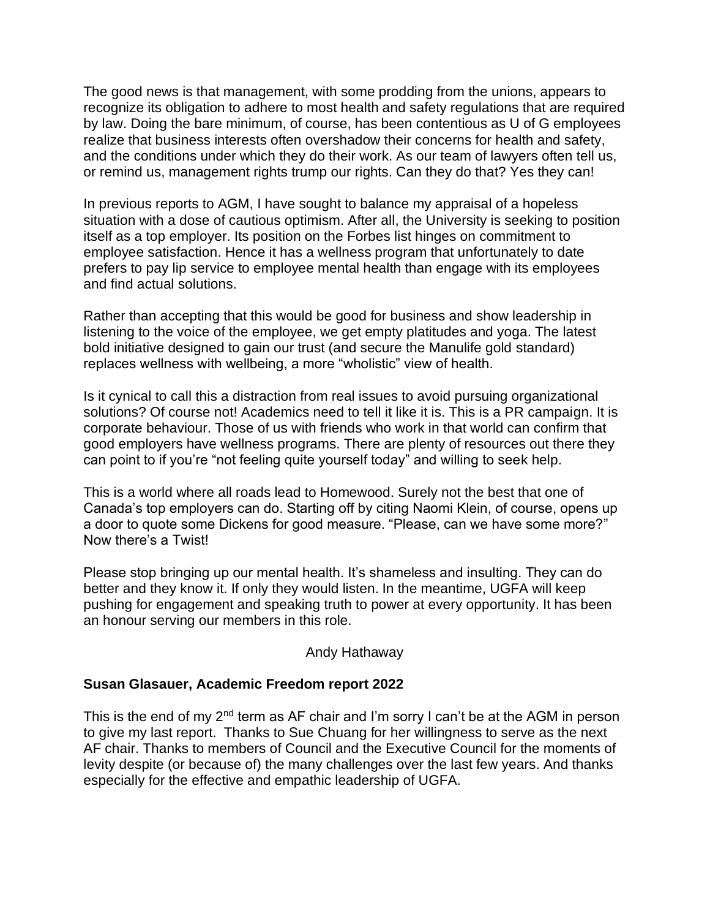The good news is that management, with some prodding from the unions, appears to recognize its obligation to adhere to most health and safety regulations that are required by law. Doing the bare minimum, of course, has been contentious as U of G employees realize that business interests often overshadow their concerns for health and safety, and the conditions under which they do their work. As our team of lawyers often tell us, or remind us, management rights trump our rights. Can they do that? Yes they can!

In previous reports to AGM, I have sought to balance my appraisal of a hopeless situation with a dose of cautious optimism. After all, the University is seeking to position itself as a top employer. Its position on the Forbes list hinges on commitment to employee satisfaction. Hence it has a wellness program that unfortunately to date prefers to pay lip service to employee mental health than engage with its employees and find actual solutions.

Rather than accepting that this would be good for business and show leadership in listening to the voice of the employee, we get empty platitudes and yoga. The latest bold initiative designed to gain our trust (and secure the Manulife gold standard) replaces wellness with wellbeing, a more "wholistic" view of health.

Is it cynical to call this a distraction from real issues to avoid pursuing organizational solutions? Of course not! Academics need to tell it like it is. This is a PR campaign. It is corporate behaviour. Those of us with friends who work in that world can confirm that good employers have wellness programs. There are plenty of resources out there they can point to if you're "not feeling quite yourself today" and willing to seek help.

This is a world where all roads lead to Homewood. Surely not the best that one of Canada's top employers can do. Starting off by citing Naomi Klein, of course, opens up a door to quote some Dickens for good measure. "Please, can we have some more?" Now there's a Twist!

Please stop bringing up our mental health. It's shameless and insulting. They can do better and they know it. If only they would listen. In the meantime, UGFA will keep pushing for engagement and speaking truth to power at every opportunity. It has been an honour serving our members in this role.

Andy Hathaway

**Susan Glasauer, Academic Freedom report 2022**

This is the end of my 2nd term as AF chair and I'm sorry I can't be at the AGM in person to give my last report. Thanks to Sue Chuang for her willingness to serve as the next AF chair. Thanks to members of Council and the Executive Council for the moments of levity despite (or because of) the many challenges over the last few years. And thanks especially for the effective and empathic leadership of UGFA.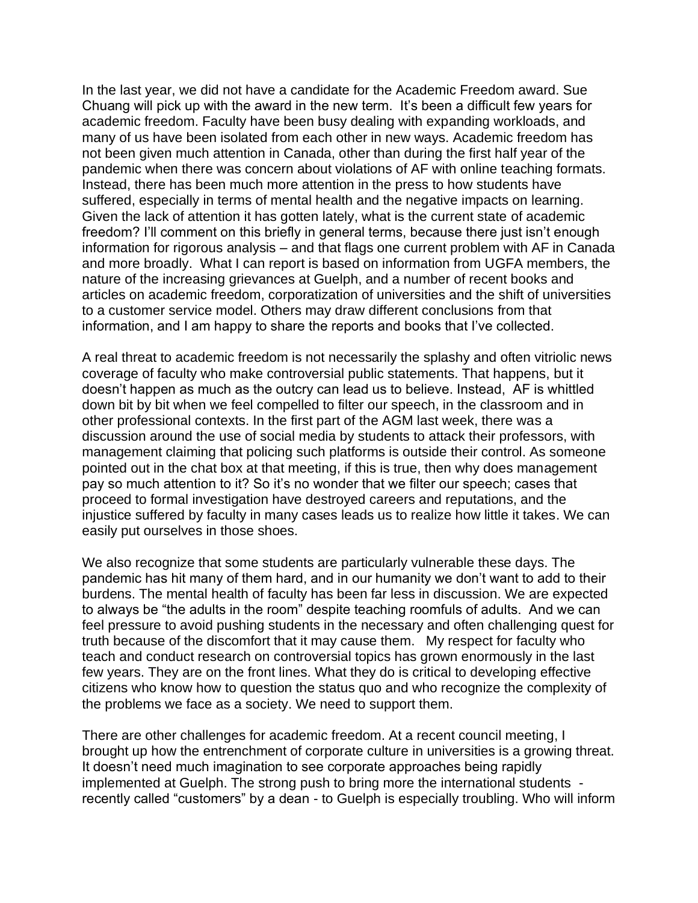In the last year, we did not have a candidate for the Academic Freedom award. Sue Chuang will pick up with the award in the new term. It's been a difficult few years for academic freedom. Faculty have been busy dealing with expanding workloads, and many of us have been isolated from each other in new ways. Academic freedom has not been given much attention in Canada, other than during the first half year of the pandemic when there was concern about violations of AF with online teaching formats. Instead, there has been much more attention in the press to how students have suffered, especially in terms of mental health and the negative impacts on learning. Given the lack of attention it has gotten lately, what is the current state of academic freedom? I'll comment on this briefly in general terms, because there just isn't enough information for rigorous analysis – and that flags one current problem with AF in Canada and more broadly. What I can report is based on information from UGFA members, the nature of the increasing grievances at Guelph, and a number of recent books and articles on academic freedom, corporatization of universities and the shift of universities to a customer service model. Others may draw different conclusions from that information, and I am happy to share the reports and books that I've collected.

A real threat to academic freedom is not necessarily the splashy and often vitriolic news coverage of faculty who make controversial public statements. That happens, but it doesn't happen as much as the outcry can lead us to believe. Instead, AF is whittled down bit by bit when we feel compelled to filter our speech, in the classroom and in other professional contexts. In the first part of the AGM last week, there was a discussion around the use of social media by students to attack their professors, with management claiming that policing such platforms is outside their control. As someone pointed out in the chat box at that meeting, if this is true, then why does management pay so much attention to it? So it's no wonder that we filter our speech; cases that proceed to formal investigation have destroyed careers and reputations, and the injustice suffered by faculty in many cases leads us to realize how little it takes. We can easily put ourselves in those shoes.

We also recognize that some students are particularly vulnerable these days. The pandemic has hit many of them hard, and in our humanity we don't want to add to their burdens. The mental health of faculty has been far less in discussion. We are expected to always be "the adults in the room" despite teaching roomfuls of adults. And we can feel pressure to avoid pushing students in the necessary and often challenging quest for truth because of the discomfort that it may cause them. My respect for faculty who teach and conduct research on controversial topics has grown enormously in the last few years. They are on the front lines. What they do is critical to developing effective citizens who know how to question the status quo and who recognize the complexity of the problems we face as a society. We need to support them.

There are other challenges for academic freedom. At a recent council meeting, I brought up how the entrenchment of corporate culture in universities is a growing threat. It doesn't need much imagination to see corporate approaches being rapidly implemented at Guelph. The strong push to bring more the international students - recently called "customers" by a dean - to Guelph is especially troubling. Who will inform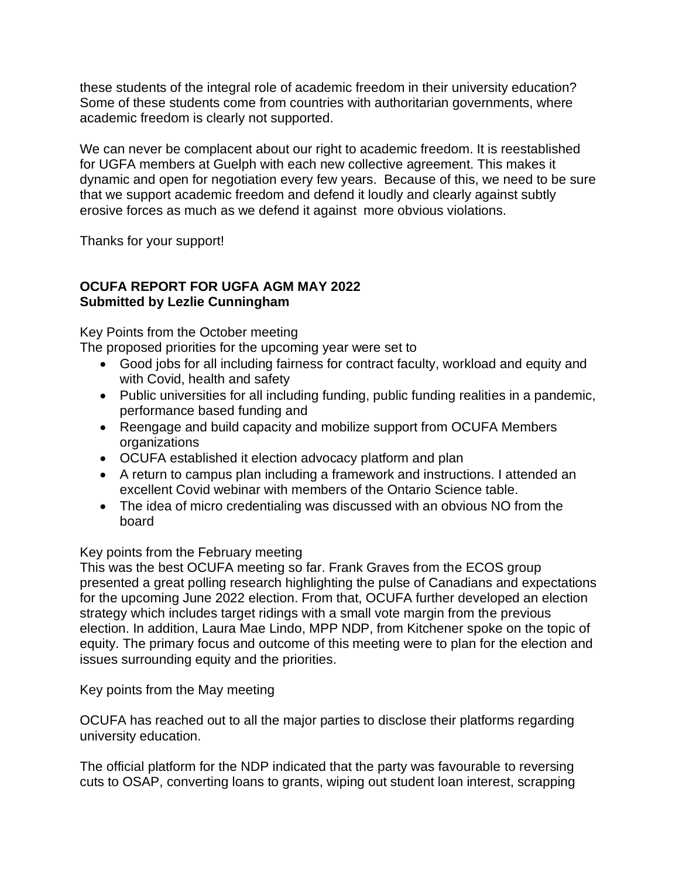these students of the integral role of academic freedom in their university education? Some of these students come from countries with authoritarian governments, where academic freedom is clearly not supported.

We can never be complacent about our right to academic freedom. It is reestablished for UGFA members at Guelph with each new collective agreement. This makes it dynamic and open for negotiation every few years. Because of this, we need to be sure that we support academic freedom and defend it loudly and clearly against subtly erosive forces as much as we defend it against more obvious violations.

Thanks for your support!

**OCUFA REPORT FOR UGFA AGM MAY 2022**
**Submitted by Lezlie Cunningham**

Key Points from the October meeting
The proposed priorities for the upcoming year were set to

- Good jobs for all including fairness for contract faculty, workload and equity and with Covid, health and safety
- Public universities for all including funding, public funding realities in a pandemic, performance based funding and
- Reengage and build capacity and mobilize support from OCUFA Members organizations
- OCUFA established it election advocacy platform and plan
- A return to campus plan including a framework and instructions. I attended an excellent Covid webinar with members of the Ontario Science table.
- The idea of micro credentialing was discussed with an obvious NO from the board

Key points from the February meeting
This was the best OCUFA meeting so far. Frank Graves from the ECOS group presented a great polling research highlighting the pulse of Canadians and expectations for the upcoming June 2022 election. From that, OCUFA further developed an election strategy which includes target ridings with a small vote margin from the previous election. In addition, Laura Mae Lindo, MPP NDP, from Kitchener spoke on the topic of equity. The primary focus and outcome of this meeting were to plan for the election and issues surrounding equity and the priorities.

Key points from the May meeting

OCUFA has reached out to all the major parties to disclose their platforms regarding university education.

The official platform for the NDP indicated that the party was favourable to reversing cuts to OSAP, converting loans to grants, wiping out student loan interest, scrapping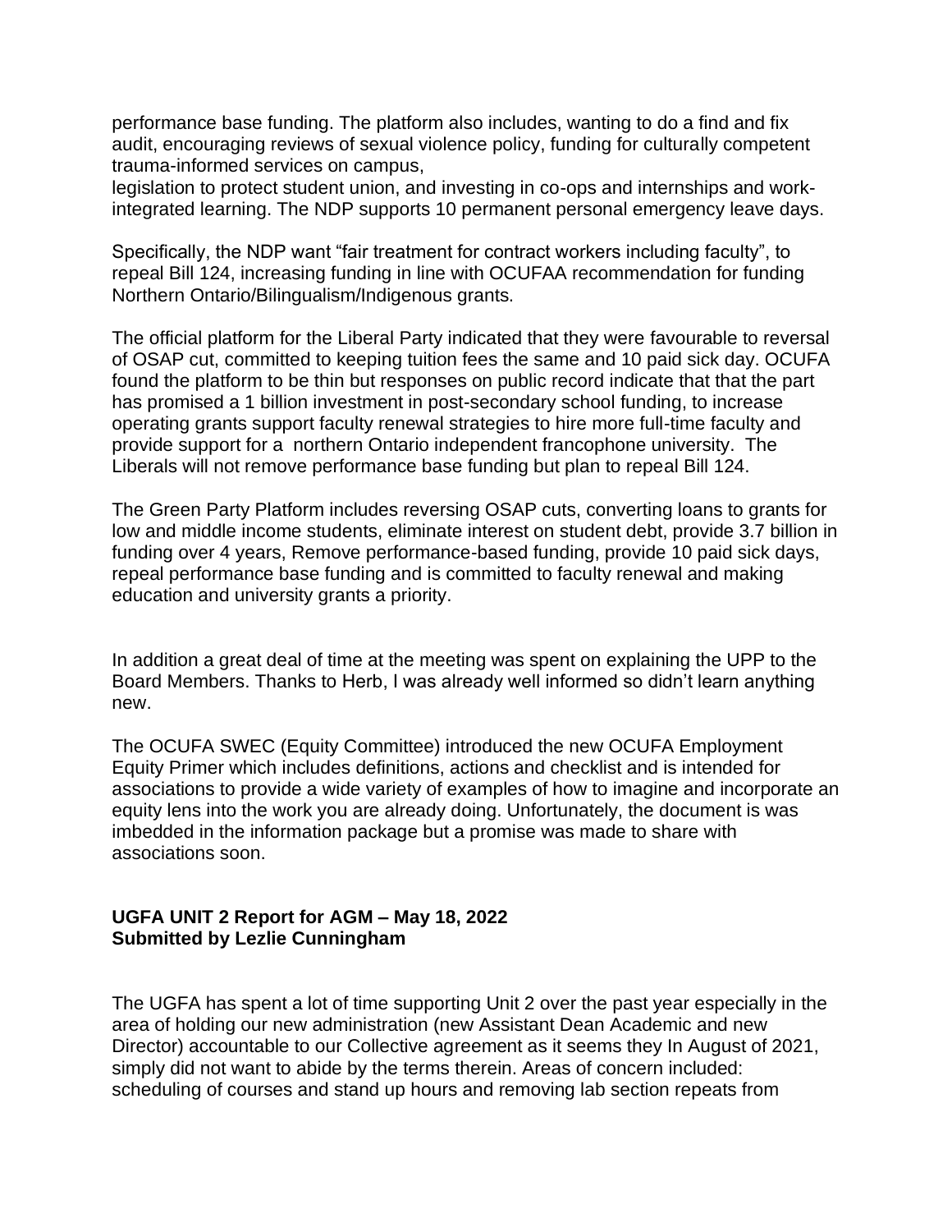performance base funding. The platform also includes, wanting to do a find and fix audit, encouraging reviews of sexual violence policy, funding for culturally competent trauma-informed services on campus,
legislation to protect student union, and investing in co-ops and internships and work-integrated learning. The NDP supports 10 permanent personal emergency leave days.

Specifically, the NDP want "fair treatment for contract workers including faculty", to repeal Bill 124, increasing funding in line with OCUFAA recommendation for funding Northern Ontario/Bilingualism/Indigenous grants.

The official platform for the Liberal Party indicated that they were favourable to reversal of OSAP cut, committed to keeping tuition fees the same and 10 paid sick day. OCUFA found the platform to be thin but responses on public record indicate that that the part has promised a 1 billion investment in post-secondary school funding, to increase operating grants support faculty renewal strategies to hire more full-time faculty and provide support for a northern Ontario independent francophone university. The Liberals will not remove performance base funding but plan to repeal Bill 124.

The Green Party Platform includes reversing OSAP cuts, converting loans to grants for low and middle income students, eliminate interest on student debt, provide 3.7 billion in funding over 4 years, Remove performance-based funding, provide 10 paid sick days, repeal performance base funding and is committed to faculty renewal and making education and university grants a priority.

In addition a great deal of time at the meeting was spent on explaining the UPP to the Board Members. Thanks to Herb, I was already well informed so didn't learn anything new.

The OCUFA SWEC (Equity Committee) introduced the new OCUFA Employment Equity Primer which includes definitions, actions and checklist and is intended for associations to provide a wide variety of examples of how to imagine and incorporate an equity lens into the work you are already doing. Unfortunately, the document is was imbedded in the information package but a promise was made to share with associations soon.

**UGFA UNIT 2 Report for AGM – May 18, 2022**
**Submitted by Lezlie Cunningham**

The UGFA has spent a lot of time supporting Unit 2 over the past year especially in the area of holding our new administration (new Assistant Dean Academic and new Director) accountable to our Collective agreement as it seems they In August of 2021, simply did not want to abide by the terms therein. Areas of concern included: scheduling of courses and stand up hours and removing lab section repeats from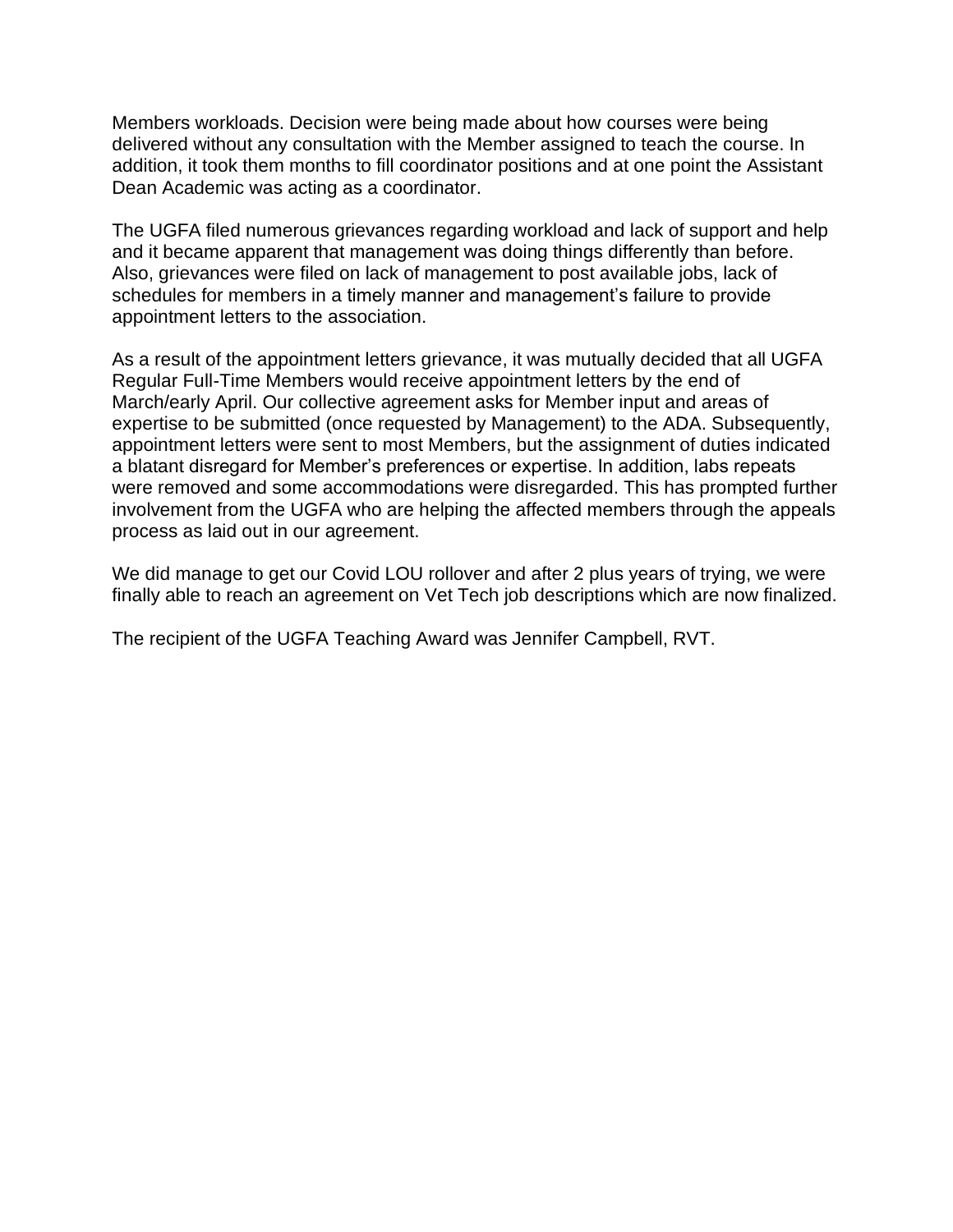Members workloads. Decision were being made about how courses were being delivered without any consultation with the Member assigned to teach the course. In addition, it took them months to fill coordinator positions and at one point the Assistant Dean Academic was acting as a coordinator.

The UGFA filed numerous grievances regarding workload and lack of support and help and it became apparent that management was doing things differently than before. Also, grievances were filed on lack of management to post available jobs, lack of schedules for members in a timely manner and management's failure to provide appointment letters to the association.

As a result of the appointment letters grievance, it was mutually decided that all UGFA Regular Full-Time Members would receive appointment letters by the end of March/early April. Our collective agreement asks for Member input and areas of expertise to be submitted (once requested by Management) to the ADA. Subsequently, appointment letters were sent to most Members, but the assignment of duties indicated a blatant disregard for Member's preferences or expertise. In addition, labs repeats were removed and some accommodations were disregarded. This has prompted further involvement from the UGFA who are helping the affected members through the appeals process as laid out in our agreement.

We did manage to get our Covid LOU rollover and after 2 plus years of trying, we were finally able to reach an agreement on Vet Tech job descriptions which are now finalized.

The recipient of the UGFA Teaching Award was Jennifer Campbell, RVT.